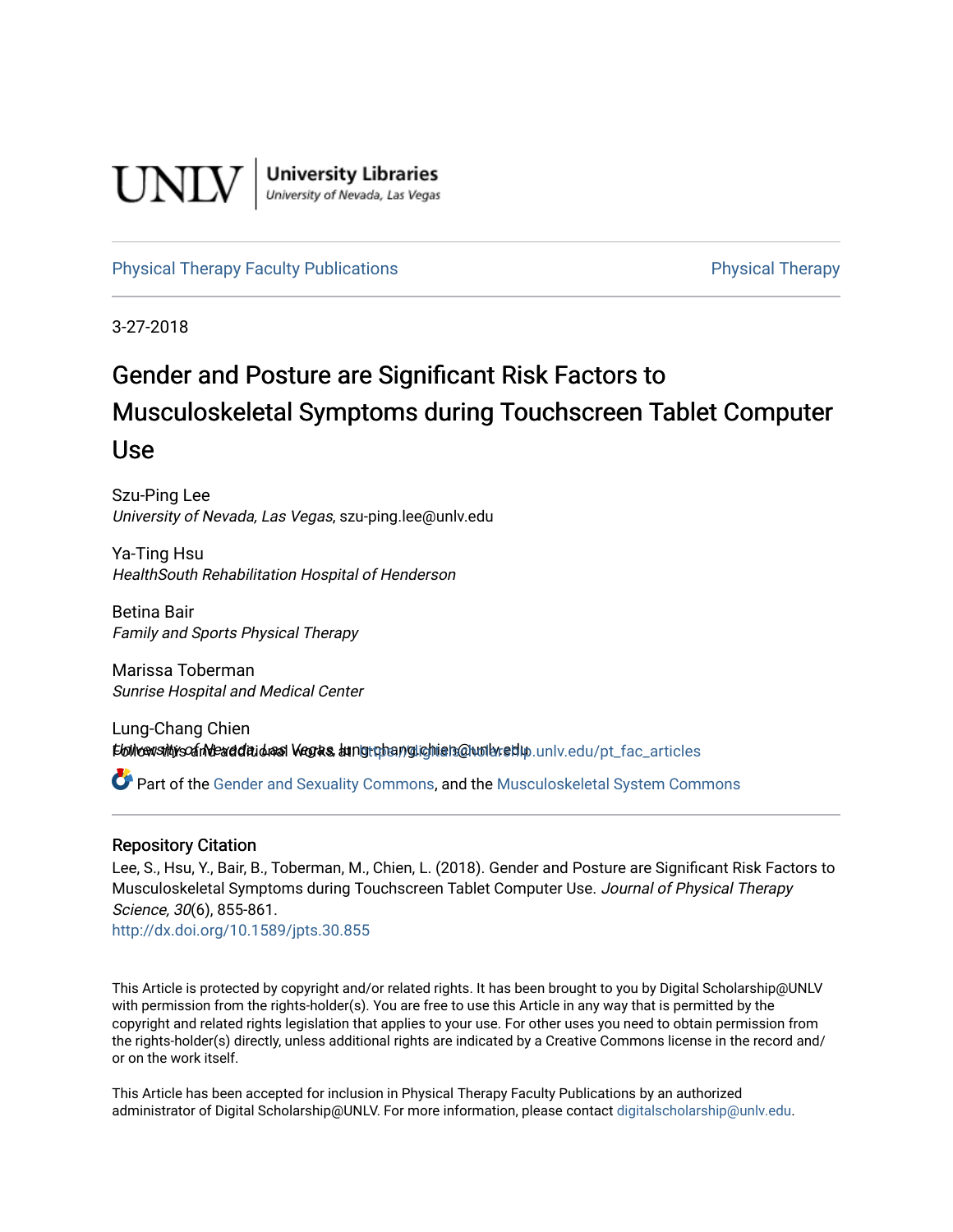UNLV | University Libraries
University of Nevada, Las Vegas

Physical Therapy Faculty Publications | Physical Therapy

3-27-2018

# Gender and Posture are Significant Risk Factors to Musculoskeletal Symptoms during Touchscreen Tablet Computer Use

Szu-Ping Lee
*University of Nevada, Las Vegas*, szu-ping.lee@unlv.edu

Ya-Ting Hsu
*HealthSouth Rehabilitation Hospital of Henderson*

Betina Bair
*Family and Sports Physical Therapy*

Marissa Toberman
*Sunrise Hospital and Medical Center*

Lung-Chang Chien
*University of Nevada, Las Vegas*, lungchang.chien@unlv.edu

Follow this and additional works at: https://digitalscholarship.unlv.edu/pt_fac_articles

Part of the Gender and Sexuality Commons, and the Musculoskeletal System Commons

## Repository Citation

Lee, S., Hsu, Y., Bair, B., Toberman, M., Chien, L. (2018). Gender and Posture are Significant Risk Factors to Musculoskeletal Symptoms during Touchscreen Tablet Computer Use. *Journal of Physical Therapy Science, 30*(6), 855-861.
http://dx.doi.org/10.1589/jpts.30.855

This Article is protected by copyright and/or related rights. It has been brought to you by Digital Scholarship@UNLV with permission from the rights-holder(s). You are free to use this Article in any way that is permitted by the copyright and related rights legislation that applies to your use. For other uses you need to obtain permission from the rights-holder(s) directly, unless additional rights are indicated by a Creative Commons license in the record and/or on the work itself.

This Article has been accepted for inclusion in Physical Therapy Faculty Publications by an authorized administrator of Digital Scholarship@UNLV. For more information, please contact digitalscholarship@unlv.edu.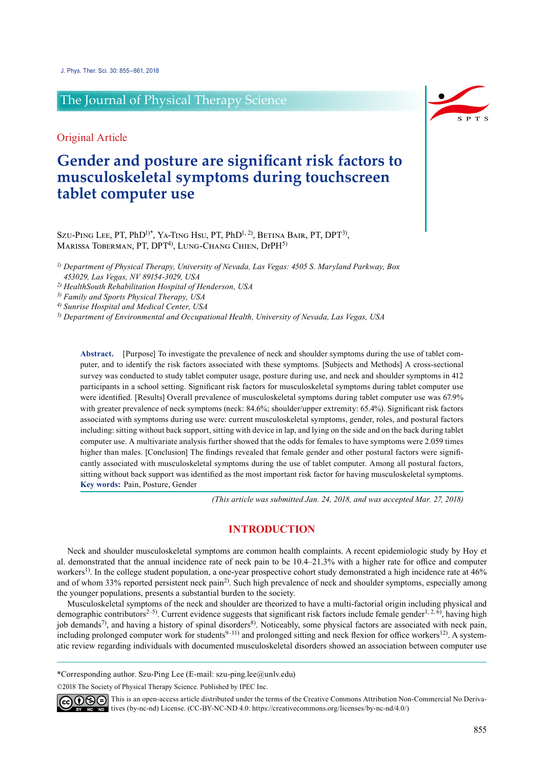J. Phys. Ther. Sci. 30: 855–861, 2018

The Journal of Physical Therapy Science

Original Article

# Gender and posture are significant risk factors to musculoskeletal symptoms during touchscreen tablet computer use

Szu-Ping Lee, PT, PhD[1)*], Ya-Ting Hsu, PT, PhD[1, 2)], Betina Bair, PT, DPT[3)], Marissa Toberman, PT, DPT[4)], Lung-Chang Chien, DrPH[5)]

[1)] *Department of Physical Therapy, University of Nevada, Las Vegas: 4505 S. Maryland Parkway, Box 453029, Las Vegas, NV 89154-3029, USA*
[2)] *HealthSouth Rehabilitation Hospital of Henderson, USA*
[3)] *Family and Sports Physical Therapy, USA*
[4)] *Sunrise Hospital and Medical Center, USA*
[5)] *Department of Environmental and Occupational Health, University of Nevada, Las Vegas, USA*

**Abstract.** [Purpose] To investigate the prevalence of neck and shoulder symptoms during the use of tablet computer, and to identify the risk factors associated with these symptoms. [Subjects and Methods] A cross-sectional survey was conducted to study tablet computer usage, posture during use, and neck and shoulder symptoms in 412 participants in a school setting. Significant risk factors for musculoskeletal symptoms during tablet computer use were identified. [Results] Overall prevalence of musculoskeletal symptoms during tablet computer use was 67.9% with greater prevalence of neck symptoms (neck: 84.6%; shoulder/upper extremity: 65.4%). Significant risk factors associated with symptoms during use were: current musculoskeletal symptoms, gender, roles, and postural factors including: sitting without back support, sitting with device in lap, and lying on the side and on the back during tablet computer use. A multivariate analysis further showed that the odds for females to have symptoms were 2.059 times higher than males. [Conclusion] The findings revealed that female gender and other postural factors were significantly associated with musculoskeletal symptoms during the use of tablet computer. Among all postural factors, sitting without back support was identified as the most important risk factor for having musculoskeletal symptoms.
**Key words:** Pain, Posture, Gender

*(This article was submitted Jan. 24, 2018, and was accepted Mar. 27, 2018)*

## INTRODUCTION

Neck and shoulder musculoskeletal symptoms are common health complaints. A recent epidemiologic study by Hoy et al. demonstrated that the annual incidence rate of neck pain to be 10.4–21.3% with a higher rate for office and computer workers[1)]. In the college student population, a one-year prospective cohort study demonstrated a high incidence rate at 46% and of whom 33% reported persistent neck pain[2)]. Such high prevalence of neck and shoulder symptoms, especially among the younger populations, presents a substantial burden to the society.

Musculoskeletal symptoms of the neck and shoulder are theorized to have a multi-factorial origin including physical and demographic contributors[2–5)]. Current evidence suggests that significant risk factors include female gender[1, 2, 6)], having high job demands[7)], and having a history of spinal disorders[8)]. Noticeably, some physical factors are associated with neck pain, including prolonged computer work for students[9–11)] and prolonged sitting and neck flexion for office workers[12)]. A systematic review regarding individuals with documented musculoskeletal disorders showed an association between computer use

*Corresponding author. Szu-Ping Lee (E-mail: szu-ping.lee@unlv.edu)

©2018 The Society of Physical Therapy Science. Published by IPEC Inc.

This is an open-access article distributed under the terms of the Creative Commons Attribution Non-Commercial No Derivatives (by-nc-nd) License. (CC-BY-NC-ND 4.0: https://creativecommons.org/licenses/by-nc-nd/4.0/)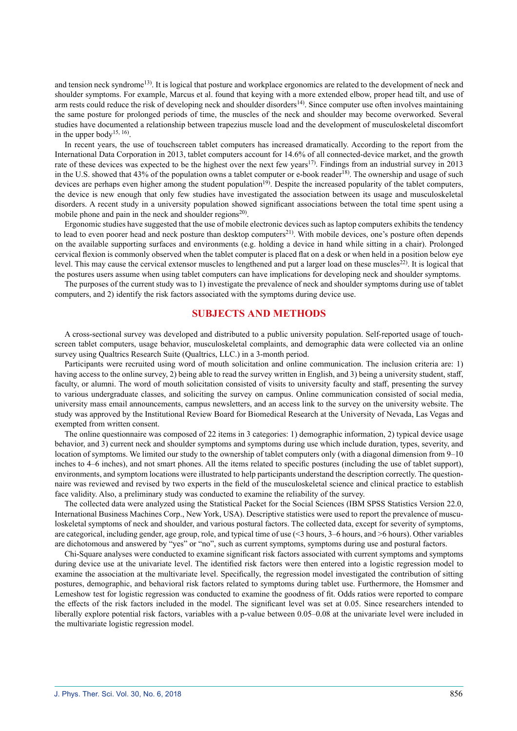and tension neck syndrome[13]. It is logical that posture and workplace ergonomics are related to the development of neck and shoulder symptoms. For example, Marcus et al. found that keying with a more extended elbow, proper head tilt, and use of arm rests could reduce the risk of developing neck and shoulder disorders[14]. Since computer use often involves maintaining the same posture for prolonged periods of time, the muscles of the neck and shoulder may become overworked. Several studies have documented a relationship between trapezius muscle load and the development of musculoskeletal discomfort in the upper body[15, 16].

In recent years, the use of touchscreen tablet computers has increased dramatically. According to the report from the International Data Corporation in 2013, tablet computers account for 14.6% of all connected-device market, and the growth rate of these devices was expected to be the highest over the next few years[17]. Findings from an industrial survey in 2013 in the U.S. showed that 43% of the population owns a tablet computer or e-book reader[18]. The ownership and usage of such devices are perhaps even higher among the student population[19]. Despite the increased popularity of the tablet computers, the device is new enough that only few studies have investigated the association between its usage and musculoskeletal disorders. A recent study in a university population showed significant associations between the total time spent using a mobile phone and pain in the neck and shoulder regions[20].

Ergonomic studies have suggested that the use of mobile electronic devices such as laptop computers exhibits the tendency to lead to even poorer head and neck posture than desktop computers[21]. With mobile devices, one's posture often depends on the available supporting surfaces and environments (e.g. holding a device in hand while sitting in a chair). Prolonged cervical flexion is commonly observed when the tablet computer is placed flat on a desk or when held in a position below eye level. This may cause the cervical extensor muscles to lengthened and put a larger load on these muscles[22]. It is logical that the postures users assume when using tablet computers can have implications for developing neck and shoulder symptoms.

The purposes of the current study was to 1) investigate the prevalence of neck and shoulder symptoms during use of tablet computers, and 2) identify the risk factors associated with the symptoms during device use.

## SUBJECTS AND METHODS

A cross-sectional survey was developed and distributed to a public university population. Self-reported usage of touch-screen tablet computers, usage behavior, musculoskeletal complaints, and demographic data were collected via an online survey using Qualtrics Research Suite (Qualtrics, LLC.) in a 3-month period.

Participants were recruited using word of mouth solicitation and online communication. The inclusion criteria are: 1) having access to the online survey, 2) being able to read the survey written in English, and 3) being a university student, staff, faculty, or alumni. The word of mouth solicitation consisted of visits to university faculty and staff, presenting the survey to various undergraduate classes, and soliciting the survey on campus. Online communication consisted of social media, university mass email announcements, campus newsletters, and an access link to the survey on the university website. The study was approved by the Institutional Review Board for Biomedical Research at the University of Nevada, Las Vegas and exempted from written consent.

The online questionnaire was composed of 22 items in 3 categories: 1) demographic information, 2) typical device usage behavior, and 3) current neck and shoulder symptoms and symptoms during use which include duration, types, severity, and location of symptoms. We limited our study to the ownership of tablet computers only (with a diagonal dimension from 9–10 inches to 4–6 inches), and not smart phones. All the items related to specific postures (including the use of tablet support), environments, and symptom locations were illustrated to help participants understand the description correctly. The questionnaire was reviewed and revised by two experts in the field of the musculoskeletal science and clinical practice to establish face validity. Also, a preliminary study was conducted to examine the reliability of the survey.

The collected data were analyzed using the Statistical Packet for the Social Sciences (IBM SPSS Statistics Version 22.0, International Business Machines Corp., New York, USA). Descriptive statistics were used to report the prevalence of musculoskeletal symptoms of neck and shoulder, and various postural factors. The collected data, except for severity of symptoms, are categorical, including gender, age group, role, and typical time of use (<3 hours, 3–6 hours, and >6 hours). Other variables are dichotomous and answered by "yes" or "no", such as current symptoms, symptoms during use and postural factors.

Chi-Square analyses were conducted to examine significant risk factors associated with current symptoms and symptoms during device use at the univariate level. The identified risk factors were then entered into a logistic regression model to examine the association at the multivariate level. Specifically, the regression model investigated the contribution of sitting postures, demographic, and behavioral risk factors related to symptoms during tablet use. Furthermore, the Homsmer and Lemeshow test for logistic regression was conducted to examine the goodness of fit. Odds ratios were reported to compare the effects of the risk factors included in the model. The significant level was set at 0.05. Since researchers intended to liberally explore potential risk factors, variables with a p-value between 0.05–0.08 at the univariate level were included in the multivariate logistic regression model.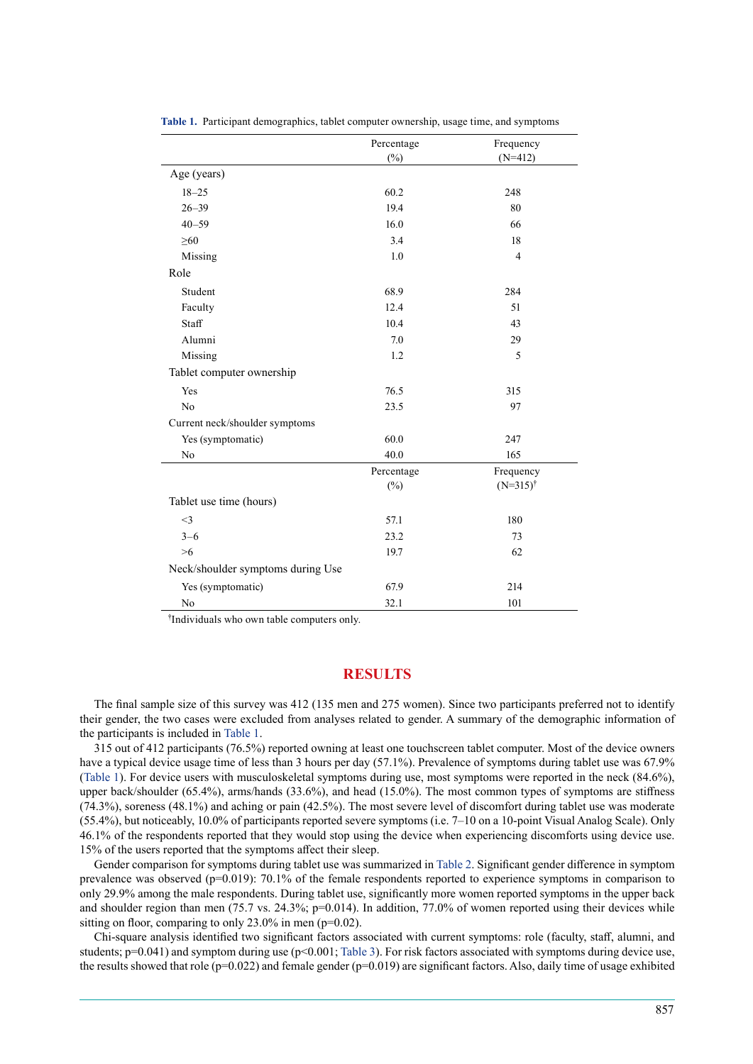**Table 1.** Participant demographics, tablet computer ownership, usage time, and symptoms

| | Percentage (%) | Frequency (N=412) |
|---|---|---|
| Age (years) | | |
| 18–25 | 60.2 | 248 |
| 26–39 | 19.4 | 80 |
| 40–59 | 16.0 | 66 |
| ≥60 | 3.4 | 18 |
| Missing | 1.0 | 4 |
| Role | | |
| Student | 68.9 | 284 |
| Faculty | 12.4 | 51 |
| Staff | 10.4 | 43 |
| Alumni | 7.0 | 29 |
| Missing | 1.2 | 5 |
| Tablet computer ownership | | |
| Yes | 76.5 | 315 |
| No | 23.5 | 97 |
| Current neck/shoulder symptoms | | |
| Yes (symptomatic) | 60.0 | 247 |
| No | 40.0 | 165 |
| | **Percentage (%)** | **Frequency (N=315)[†]** |
| Tablet use time (hours) | | |
| <3 | 57.1 | 180 |
| 3–6 | 23.2 | 73 |
| >6 | 19.7 | 62 |
| Neck/shoulder symptoms during Use | | |
| Yes (symptomatic) | 67.9 | 214 |
| No | 32.1 | 101 |

[†]Individuals who own table computers only.

## RESULTS

The final sample size of this survey was 412 (135 men and 275 women). Since two participants preferred not to identify their gender, the two cases were excluded from analyses related to gender. A summary of the demographic information of the participants is included in Table 1.

315 out of 412 participants (76.5%) reported owning at least one touchscreen tablet computer. Most of the device owners have a typical device usage time of less than 3 hours per day (57.1%). Prevalence of symptoms during tablet use was 67.9% (Table 1). For device users with musculoskeletal symptoms during use, most symptoms were reported in the neck (84.6%), upper back/shoulder (65.4%), arms/hands (33.6%), and head (15.0%). The most common types of symptoms are stiffness (74.3%), soreness (48.1%) and aching or pain (42.5%). The most severe level of discomfort during tablet use was moderate (55.4%), but noticeably, 10.0% of participants reported severe symptoms (i.e. 7–10 on a 10-point Visual Analog Scale). Only 46.1% of the respondents reported that they would stop using the device when experiencing discomforts using device use. 15% of the users reported that the symptoms affect their sleep.

Gender comparison for symptoms during tablet use was summarized in Table 2. Significant gender difference in symptom prevalence was observed ($p=0.019$): 70.1% of the female respondents reported to experience symptoms in comparison to only 29.9% among the male respondents. During tablet use, significantly more women reported symptoms in the upper back and shoulder region than men (75.7 vs. 24.3%; $p=0.014$). In addition, 77.0% of women reported using their devices while sitting on floor, comparing to only 23.0% in men ($p=0.02$).

Chi-square analysis identified two significant factors associated with current symptoms: role (faculty, staff, alumni, and students; $p=0.041$) and symptom during use ($p<0.001$; Table 3). For risk factors associated with symptoms during device use, the results showed that role ($p=0.022$) and female gender ($p=0.019$) are significant factors. Also, daily time of usage exhibited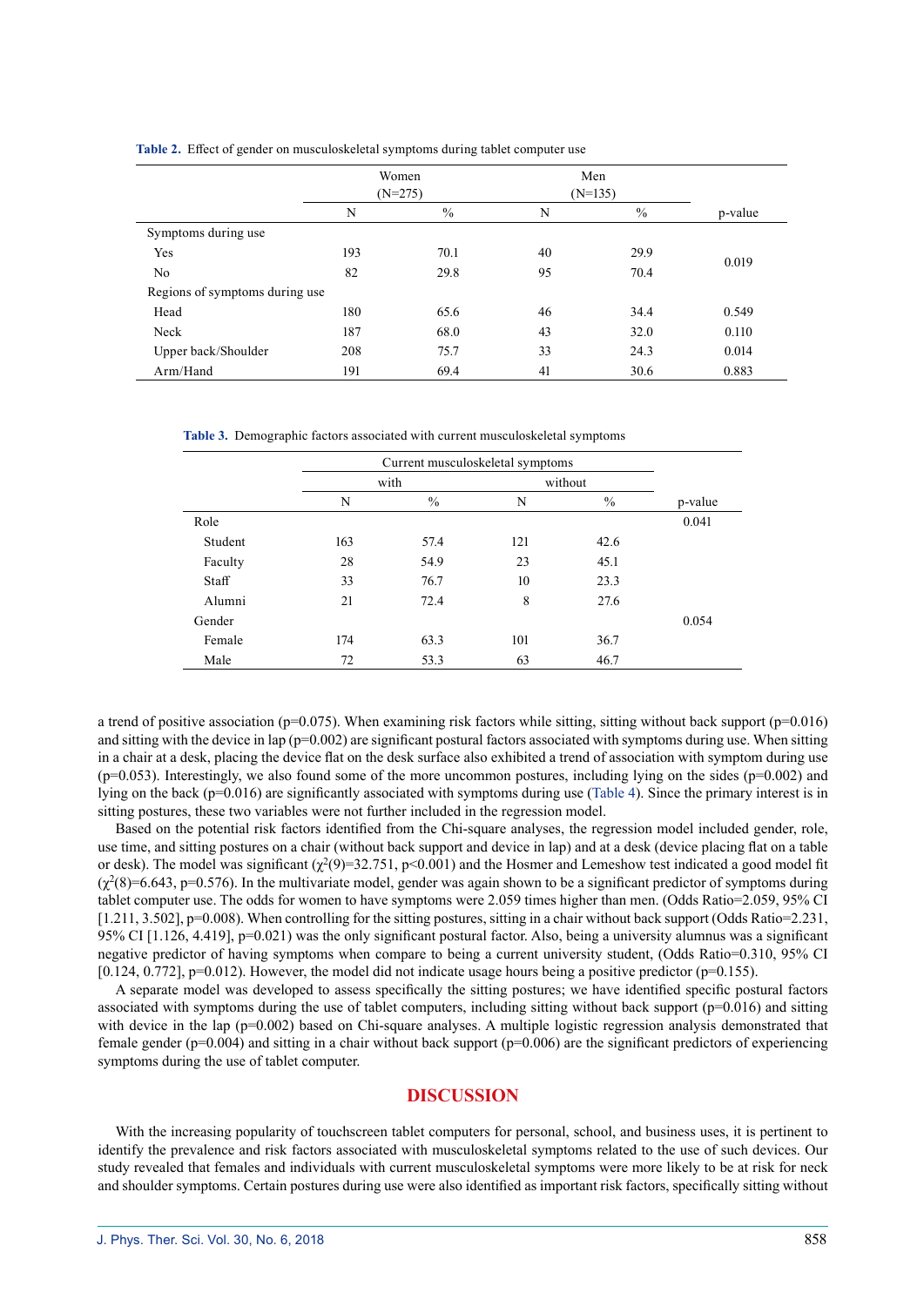**Table 2.** Effect of gender on musculoskeletal symptoms during tablet computer use

| | Women (N=275) | | Men (N=135) | | p-value |
|---|---|---|---|---|---|
| | N | % | N | % | |
| Symptoms during use | | | | | |
| Yes | 193 | 70.1 | 40 | 29.9 | 0.019 |
| No | 82 | 29.8 | 95 | 70.4 | |
| Regions of symptoms during use | | | | | |
| Head | 180 | 65.6 | 46 | 34.4 | 0.549 |
| Neck | 187 | 68.0 | 43 | 32.0 | 0.110 |
| Upper back/Shoulder | 208 | 75.7 | 33 | 24.3 | 0.014 |
| Arm/Hand | 191 | 69.4 | 41 | 30.6 | 0.883 |

**Table 3.** Demographic factors associated with current musculoskeletal symptoms

| | Current musculoskeletal symptoms | | | | p-value |
|---|---|---|---|---|---|
| | with | | without | | |
| | N | % | N | % | |
| Role | | | | | 0.041 |
| Student | 163 | 57.4 | 121 | 42.6 | |
| Faculty | 28 | 54.9 | 23 | 45.1 | |
| Staff | 33 | 76.7 | 10 | 23.3 | |
| Alumni | 21 | 72.4 | 8 | 27.6 | |
| Gender | | | | | 0.054 |
| Female | 174 | 63.3 | 101 | 36.7 | |
| Male | 72 | 53.3 | 63 | 46.7 | |

a trend of positive association (p=0.075). When examining risk factors while sitting, sitting without back support (p=0.016) and sitting with the device in lap (p=0.002) are significant postural factors associated with symptoms during use. When sitting in a chair at a desk, placing the device flat on the desk surface also exhibited a trend of association with symptom during use (p=0.053). Interestingly, we also found some of the more uncommon postures, including lying on the sides (p=0.002) and lying on the back (p=0.016) are significantly associated with symptoms during use (Table 4). Since the primary interest is in sitting postures, these two variables were not further included in the regression model.

Based on the potential risk factors identified from the Chi-square analyses, the regression model included gender, role, use time, and sitting postures on a chair (without back support and device in lap) and at a desk (device placing flat on a table or desk). The model was significant ($\chi^2(9)=32.751$, $p<0.001$) and the Hosmer and Lemeshow test indicated a good model fit ($\chi^2(8)=6.643$, p=0.576). In the multivariate model, gender was again shown to be a significant predictor of symptoms during tablet computer use. The odds for women to have symptoms were 2.059 times higher than men. (Odds Ratio=2.059, 95% CI [1.211, 3.502], p=0.008). When controlling for the sitting postures, sitting in a chair without back support (Odds Ratio=2.231, 95% CI [1.126, 4.419], p=0.021) was the only significant postural factor. Also, being a university alumnus was a significant negative predictor of having symptoms when compare to being a current university student, (Odds Ratio=0.310, 95% CI [0.124, 0.772], p=0.012). However, the model did not indicate usage hours being a positive predictor (p=0.155).

A separate model was developed to assess specifically the sitting postures; we have identified specific postural factors associated with symptoms during the use of tablet computers, including sitting without back support (p=0.016) and sitting with device in the lap (p=0.002) based on Chi-square analyses. A multiple logistic regression analysis demonstrated that female gender (p=0.004) and sitting in a chair without back support (p=0.006) are the significant predictors of experiencing symptoms during the use of tablet computer.

## DISCUSSION

With the increasing popularity of touchscreen tablet computers for personal, school, and business uses, it is pertinent to identify the prevalence and risk factors associated with musculoskeletal symptoms related to the use of such devices. Our study revealed that females and individuals with current musculoskeletal symptoms were more likely to be at risk for neck and shoulder symptoms. Certain postures during use were also identified as important risk factors, specifically sitting without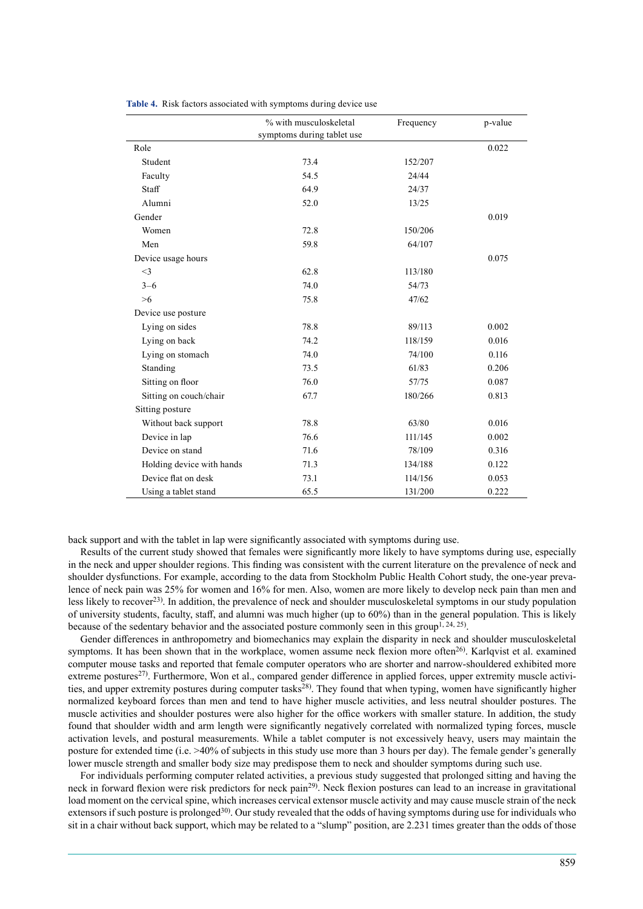**Table 4.** Risk factors associated with symptoms during device use

| | % with musculoskeletal symptoms during tablet use | Frequency | p-value |
|---|---|---|---|
| Role | | | 0.022 |
| Student | 73.4 | 152/207 | |
| Faculty | 54.5 | 24/44 | |
| Staff | 64.9 | 24/37 | |
| Alumni | 52.0 | 13/25 | |
| Gender | | | 0.019 |
| Women | 72.8 | 150/206 | |
| Men | 59.8 | 64/107 | |
| Device usage hours | | | 0.075 |
| <3 | 62.8 | 113/180 | |
| 3–6 | 74.0 | 54/73 | |
| >6 | 75.8 | 47/62 | |
| Device use posture | | | |
| Lying on sides | 78.8 | 89/113 | 0.002 |
| Lying on back | 74.2 | 118/159 | 0.016 |
| Lying on stomach | 74.0 | 74/100 | 0.116 |
| Standing | 73.5 | 61/83 | 0.206 |
| Sitting on floor | 76.0 | 57/75 | 0.087 |
| Sitting on couch/chair | 67.7 | 180/266 | 0.813 |
| Sitting posture | | | |
| Without back support | 78.8 | 63/80 | 0.016 |
| Device in lap | 76.6 | 111/145 | 0.002 |
| Device on stand | 71.6 | 78/109 | 0.316 |
| Holding device with hands | 71.3 | 134/188 | 0.122 |
| Device flat on desk | 73.1 | 114/156 | 0.053 |
| Using a tablet stand | 65.5 | 131/200 | 0.222 |

back support and with the tablet in lap were significantly associated with symptoms during use.

Results of the current study showed that females were significantly more likely to have symptoms during use, especially in the neck and upper shoulder regions. This finding was consistent with the current literature on the prevalence of neck and shoulder dysfunctions. For example, according to the data from Stockholm Public Health Cohort study, the one-year prevalence of neck pain was 25% for women and 16% for men. Also, women are more likely to develop neck pain than men and less likely to recover[23]. In addition, the prevalence of neck and shoulder musculoskeletal symptoms in our study population of university students, faculty, staff, and alumni was much higher (up to 60%) than in the general population. This is likely because of the sedentary behavior and the associated posture commonly seen in this group[1, 24, 25].

Gender differences in anthropometry and biomechanics may explain the disparity in neck and shoulder musculoskeletal symptoms. It has been shown that in the workplace, women assume neck flexion more often[26]. Karlqvist et al. examined computer mouse tasks and reported that female computer operators who are shorter and narrow-shouldered exhibited more extreme postures[27]. Furthermore, Won et al., compared gender difference in applied forces, upper extremity muscle activities, and upper extremity postures during computer tasks[28]. They found that when typing, women have significantly higher normalized keyboard forces than men and tend to have higher muscle activities, and less neutral shoulder postures. The muscle activities and shoulder postures were also higher for the office workers with smaller stature. In addition, the study found that shoulder width and arm length were significantly negatively correlated with normalized typing forces, muscle activation levels, and postural measurements. While a tablet computer is not excessively heavy, users may maintain the posture for extended time (i.e. >40% of subjects in this study use more than 3 hours per day). The female gender's generally lower muscle strength and smaller body size may predispose them to neck and shoulder symptoms during such use.

For individuals performing computer related activities, a previous study suggested that prolonged sitting and having the neck in forward flexion were risk predictors for neck pain[29]. Neck flexion postures can lead to an increase in gravitational load moment on the cervical spine, which increases cervical extensor muscle activity and may cause muscle strain of the neck extensors if such posture is prolonged[30]. Our study revealed that the odds of having symptoms during use for individuals who sit in a chair without back support, which may be related to a "slump" position, are 2.231 times greater than the odds of those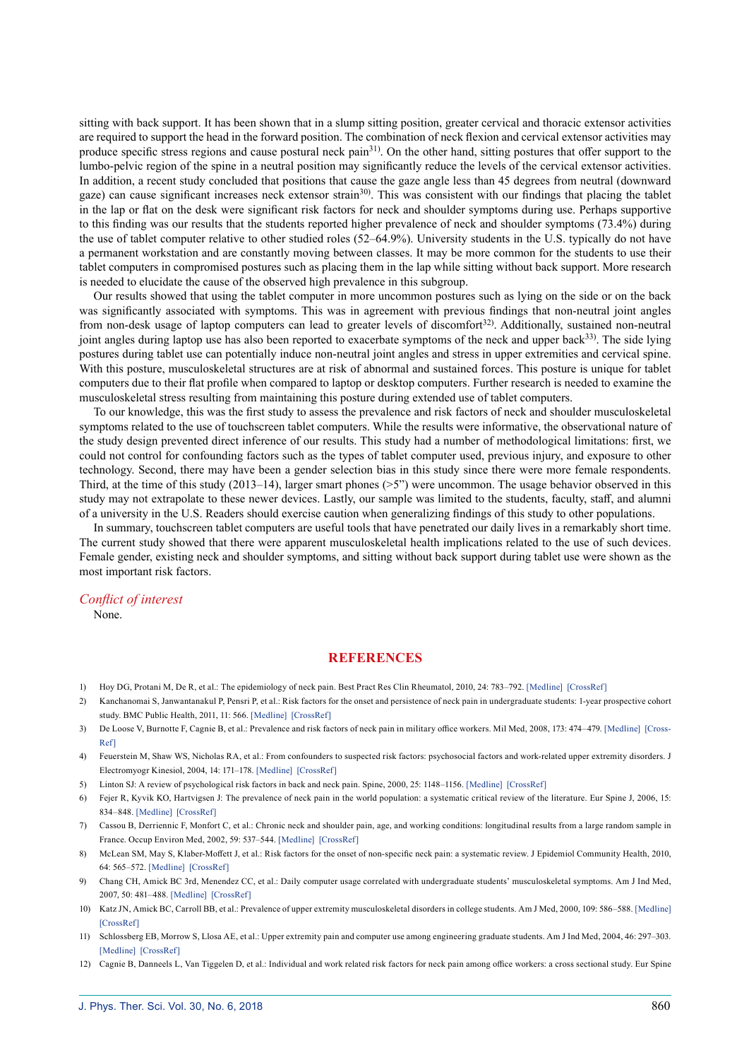sitting with back support. It has been shown that in a slump sitting position, greater cervical and thoracic extensor activities are required to support the head in the forward position. The combination of neck flexion and cervical extensor activities may produce specific stress regions and cause postural neck pain[31]. On the other hand, sitting postures that offer support to the lumbo-pelvic region of the spine in a neutral position may significantly reduce the levels of the cervical extensor activities. In addition, a recent study concluded that positions that cause the gaze angle less than 45 degrees from neutral (downward gaze) can cause significant increases neck extensor strain[30]. This was consistent with our findings that placing the tablet in the lap or flat on the desk were significant risk factors for neck and shoulder symptoms during use. Perhaps supportive to this finding was our results that the students reported higher prevalence of neck and shoulder symptoms (73.4%) during the use of tablet computer relative to other studied roles (52–64.9%). University students in the U.S. typically do not have a permanent workstation and are constantly moving between classes. It may be more common for the students to use their tablet computers in compromised postures such as placing them in the lap while sitting without back support. More research is needed to elucidate the cause of the observed high prevalence in this subgroup.

Our results showed that using the tablet computer in more uncommon postures such as lying on the side or on the back was significantly associated with symptoms. This was in agreement with previous findings that non-neutral joint angles from non-desk usage of laptop computers can lead to greater levels of discomfort[32]. Additionally, sustained non-neutral joint angles during laptop use has also been reported to exacerbate symptoms of the neck and upper back[33]. The side lying postures during tablet use can potentially induce non-neutral joint angles and stress in upper extremities and cervical spine. With this posture, musculoskeletal structures are at risk of abnormal and sustained forces. This posture is unique for tablet computers due to their flat profile when compared to laptop or desktop computers. Further research is needed to examine the musculoskeletal stress resulting from maintaining this posture during extended use of tablet computers.

To our knowledge, this was the first study to assess the prevalence and risk factors of neck and shoulder musculoskeletal symptoms related to the use of touchscreen tablet computers. While the results were informative, the observational nature of the study design prevented direct inference of our results. This study had a number of methodological limitations: first, we could not control for confounding factors such as the types of tablet computer used, previous injury, and exposure to other technology. Second, there may have been a gender selection bias in this study since there were more female respondents. Third, at the time of this study (2013–14), larger smart phones (>5") were uncommon. The usage behavior observed in this study may not extrapolate to these newer devices. Lastly, our sample was limited to the students, faculty, staff, and alumni of a university in the U.S. Readers should exercise caution when generalizing findings of this study to other populations.

In summary, touchscreen tablet computers are useful tools that have penetrated our daily lives in a remarkably short time. The current study showed that there were apparent musculoskeletal health implications related to the use of such devices. Female gender, existing neck and shoulder symptoms, and sitting without back support during tablet use were shown as the most important risk factors.

### *Conflict of interest*

None.

## REFERENCES

1) Hoy DG, Protani M, De R, et al.: The epidemiology of neck pain. Best Pract Res Clin Rheumatol, 2010, 24: 783–792. [Medline] [CrossRef]
2) Kanchanomai S, Janwantanakul P, Pensri P, et al.: Risk factors for the onset and persistence of neck pain in undergraduate students: 1-year prospective cohort study. BMC Public Health, 2011, 11: 566. [Medline] [CrossRef]
3) De Loose V, Burnotte F, Cagnie B, et al.: Prevalence and risk factors of neck pain in military office workers. Mil Med, 2008, 173: 474–479. [Medline] [CrossRef]
4) Feuerstein M, Shaw WS, Nicholas RA, et al.: From confounders to suspected risk factors: psychosocial factors and work-related upper extremity disorders. J Electromyogr Kinesiol, 2004, 14: 171–178. [Medline] [CrossRef]
5) Linton SJ: A review of psychological risk factors in back and neck pain. Spine, 2000, 25: 1148–1156. [Medline] [CrossRef]
6) Fejer R, Kyvik KO, Hartvigsen J: The prevalence of neck pain in the world population: a systematic critical review of the literature. Eur Spine J, 2006, 15: 834–848. [Medline] [CrossRef]
7) Cassou B, Derriennic F, Monfort C, et al.: Chronic neck and shoulder pain, age, and working conditions: longitudinal results from a large random sample in France. Occup Environ Med, 2002, 59: 537–544. [Medline] [CrossRef]
8) McLean SM, May S, Klaber-Moffett J, et al.: Risk factors for the onset of non-specific neck pain: a systematic review. J Epidemiol Community Health, 2010, 64: 565–572. [Medline] [CrossRef]
9) Chang CH, Amick BC 3rd, Menendez CC, et al.: Daily computer usage correlated with undergraduate students' musculoskeletal symptoms. Am J Ind Med, 2007, 50: 481–488. [Medline] [CrossRef]
10) Katz JN, Amick BC, Carroll BB, et al.: Prevalence of upper extremity musculoskeletal disorders in college students. Am J Med, 2000, 109: 586–588. [Medline] [CrossRef]
11) Schlossberg EB, Morrow S, Llosa AE, et al.: Upper extremity pain and computer use among engineering graduate students. Am J Ind Med, 2004, 46: 297–303. [Medline] [CrossRef]
12) Cagnie B, Danneels L, Van Tiggelen D, et al.: Individual and work related risk factors for neck pain among office workers: a cross sectional study. Eur Spine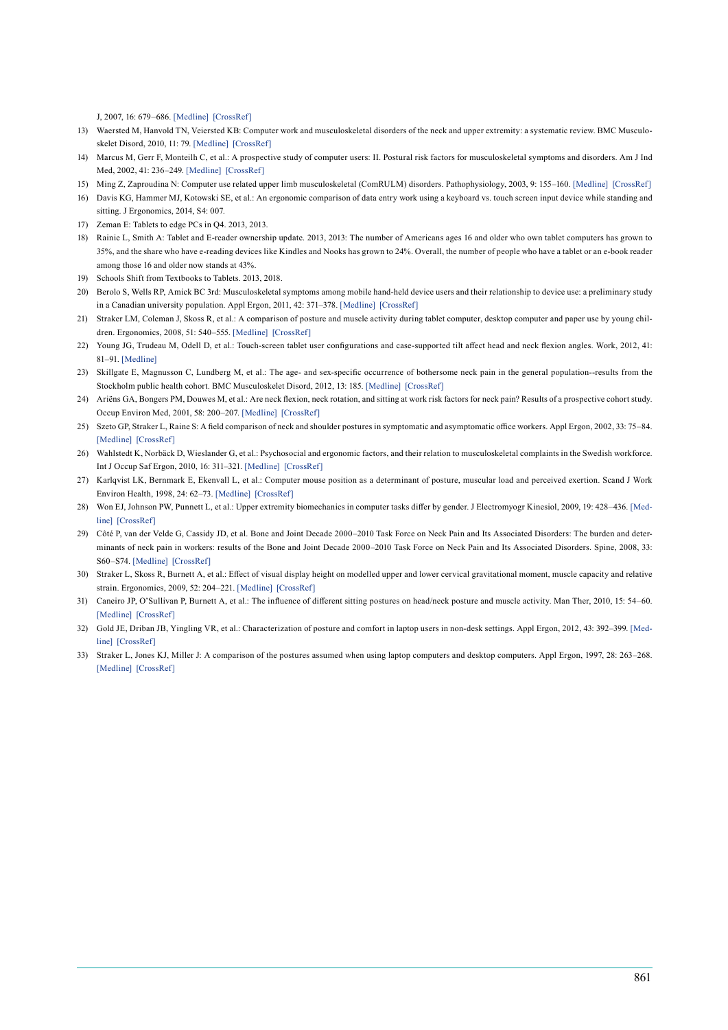J, 2007, 16: 679–686. [Medline] [CrossRef]

13) Waersted M, Hanvold TN, Veiersted KB: Computer work and musculoskeletal disorders of the neck and upper extremity: a systematic review. BMC Musculoskelet Disord, 2010, 11: 79. [Medline] [CrossRef]
14) Marcus M, Gerr F, Monteilh C, et al.: A prospective study of computer users: II. Postural risk factors for musculoskeletal symptoms and disorders. Am J Ind Med, 2002, 41: 236–249. [Medline] [CrossRef]
15) Ming Z, Zaproudina N: Computer use related upper limb musculoskeletal (ComRULM) disorders. Pathophysiology, 2003, 9: 155–160. [Medline] [CrossRef]
16) Davis KG, Hammer MJ, Kotowski SE, et al.: An ergonomic comparison of data entry work using a keyboard vs. touch screen input device while standing and sitting. J Ergonomics, 2014, S4: 007.
17) Zeman E: Tablets to edge PCs in Q4. 2013, 2013.
18) Rainie L, Smith A: Tablet and E-reader ownership update. 2013, 2013: The number of Americans ages 16 and older who own tablet computers has grown to 35%, and the share who have e-reading devices like Kindles and Nooks has grown to 24%. Overall, the number of people who have a tablet or an e-book reader among those 16 and older now stands at 43%.
19) Schools Shift from Textbooks to Tablets. 2013, 2018.
20) Berolo S, Wells RP, Amick BC 3rd: Musculoskeletal symptoms among mobile hand-held device users and their relationship to device use: a preliminary study in a Canadian university population. Appl Ergon, 2011, 42: 371–378. [Medline] [CrossRef]
21) Straker LM, Coleman J, Skoss R, et al.: A comparison of posture and muscle activity during tablet computer, desktop computer and paper use by young children. Ergonomics, 2008, 51: 540–555. [Medline] [CrossRef]
22) Young JG, Trudeau M, Odell D, et al.: Touch-screen tablet user configurations and case-supported tilt affect head and neck flexion angles. Work, 2012, 41: 81–91. [Medline]
23) Skillgate E, Magnusson C, Lundberg M, et al.: The age- and sex-specific occurrence of bothersome neck pain in the general population--results from the Stockholm public health cohort. BMC Musculoskelet Disord, 2012, 13: 185. [Medline] [CrossRef]
24) Ariëns GA, Bongers PM, Douwes M, et al.: Are neck flexion, neck rotation, and sitting at work risk factors for neck pain? Results of a prospective cohort study. Occup Environ Med, 2001, 58: 200–207. [Medline] [CrossRef]
25) Szeto GP, Straker L, Raine S: A field comparison of neck and shoulder postures in symptomatic and asymptomatic office workers. Appl Ergon, 2002, 33: 75–84. [Medline] [CrossRef]
26) Wahlstedt K, Norbäck D, Wieslander G, et al.: Psychosocial and ergonomic factors, and their relation to musculoskeletal complaints in the Swedish workforce. Int J Occup Saf Ergon, 2010, 16: 311–321. [Medline] [CrossRef]
27) Karlqvist LK, Bernmark E, Ekenvall L, et al.: Computer mouse position as a determinant of posture, muscular load and perceived exertion. Scand J Work Environ Health, 1998, 24: 62–73. [Medline] [CrossRef]
28) Won EJ, Johnson PW, Punnett L, et al.: Upper extremity biomechanics in computer tasks differ by gender. J Electromyogr Kinesiol, 2009, 19: 428–436. [Medline] [CrossRef]
29) Côté P, van der Velde G, Cassidy JD, et al. Bone and Joint Decade 2000–2010 Task Force on Neck Pain and Its Associated Disorders: The burden and determinants of neck pain in workers: results of the Bone and Joint Decade 2000–2010 Task Force on Neck Pain and Its Associated Disorders. Spine, 2008, 33: S60–S74. [Medline] [CrossRef]
30) Straker L, Skoss R, Burnett A, et al.: Effect of visual display height on modelled upper and lower cervical gravitational moment, muscle capacity and relative strain. Ergonomics, 2009, 52: 204–221. [Medline] [CrossRef]
31) Caneiro JP, O'Sullivan P, Burnett A, et al.: The influence of different sitting postures on head/neck posture and muscle activity. Man Ther, 2010, 15: 54–60. [Medline] [CrossRef]
32) Gold JE, Driban JB, Yingling VR, et al.: Characterization of posture and comfort in laptop users in non-desk settings. Appl Ergon, 2012, 43: 392–399. [Medline] [CrossRef]
33) Straker L, Jones KJ, Miller J: A comparison of the postures assumed when using laptop computers and desktop computers. Appl Ergon, 1997, 28: 263–268. [Medline] [CrossRef]